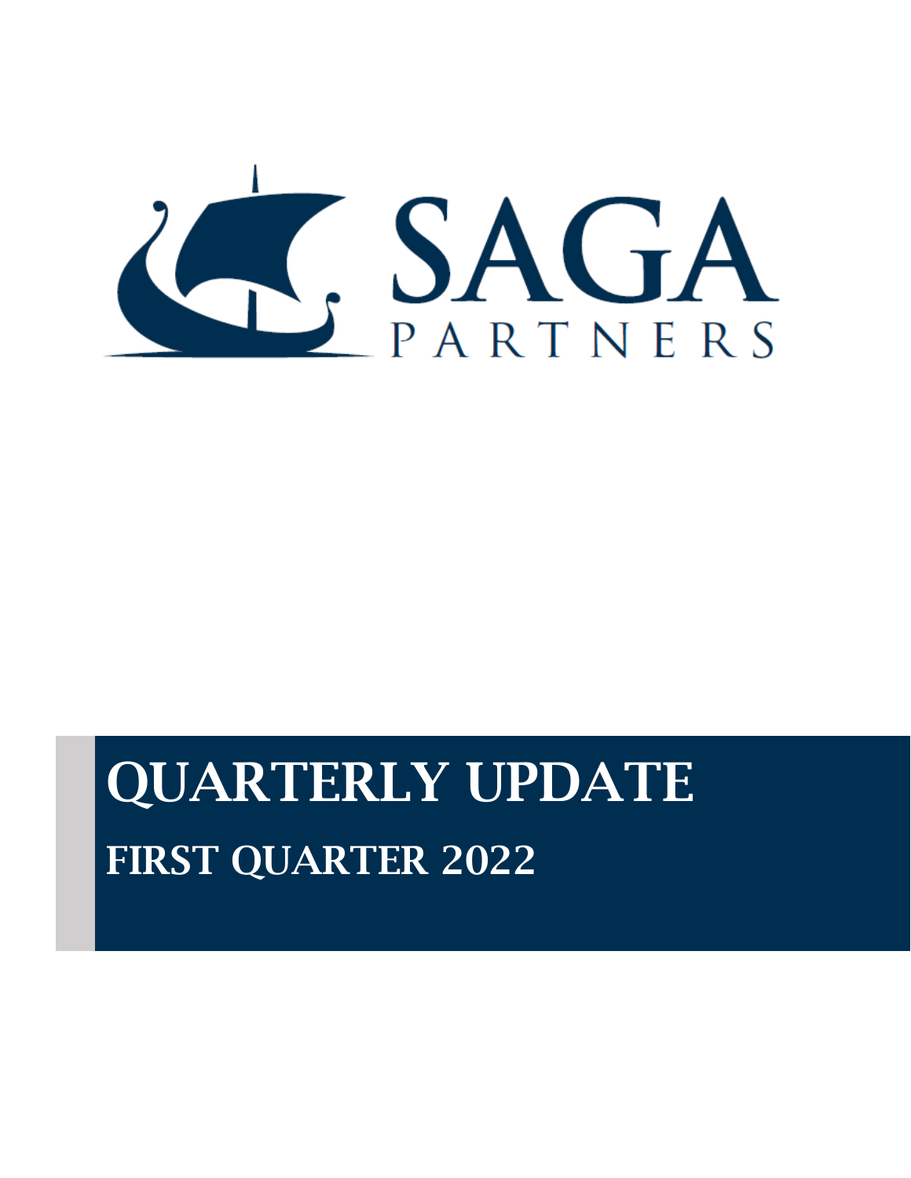SAGA PARTNERS

# QUARTERLY UPDATE

## FIRST QUARTER 2022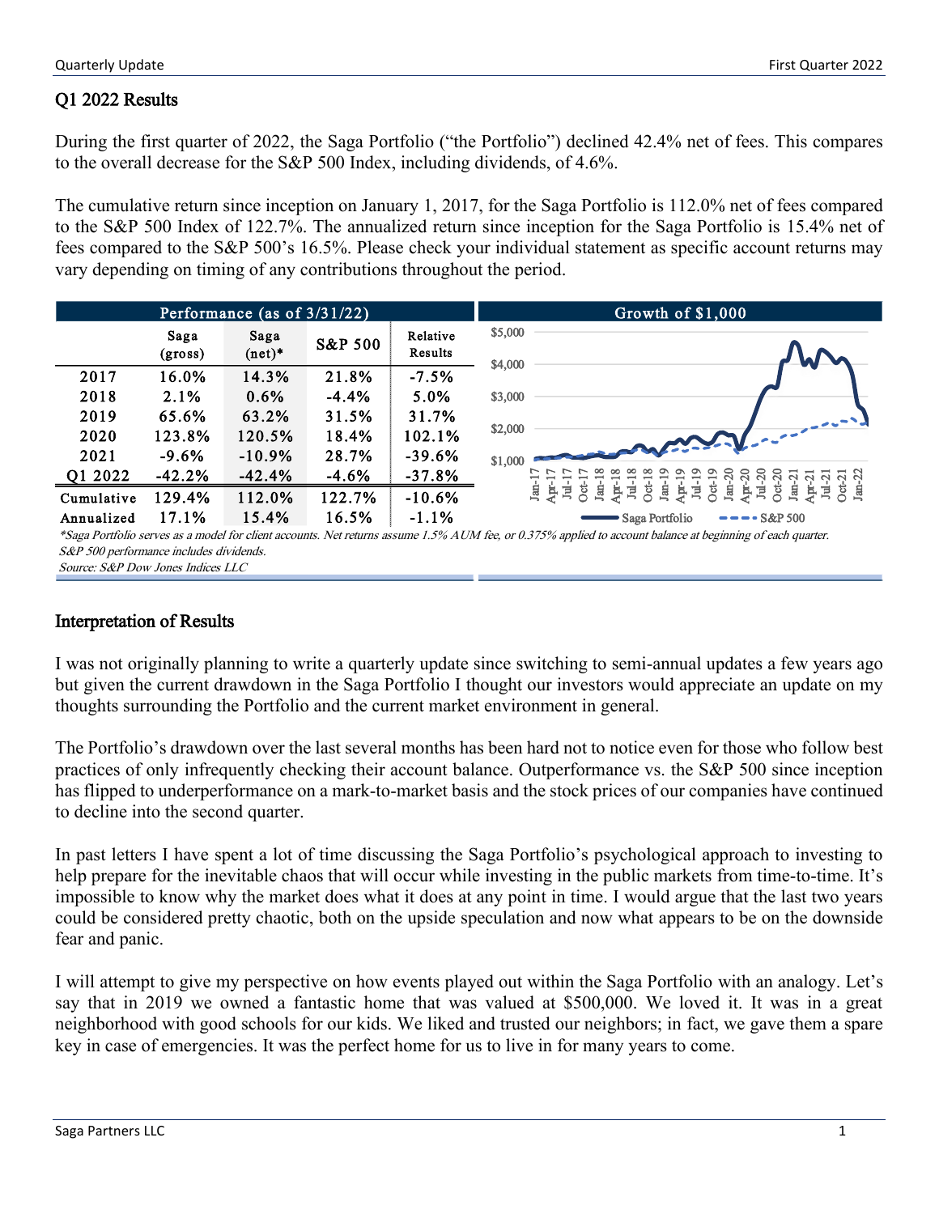## Q1 2022 Results

During the first quarter of 2022, the Saga Portfolio ("the Portfolio") declined 42.4% net of fees. This compares to the overall decrease for the S&P 500 Index, including dividends, of 4.6%.

The cumulative return since inception on January 1, 2017, for the Saga Portfolio is 112.0% net of fees compared to the S&P 500 Index of 122.7%. The annualized return since inception for the Saga Portfolio is 15.4% net of fees compared to the S&P 500's 16.5%. Please check your individual statement as specific account returns may vary depending on timing of any contributions throughout the period.

**Performance (as of 3/31/22)**

| | Saga (gross) | Saga (net)* | S&P 500 | Relative Results |
|---|---|---|---|---|
| 2017 | 16.0% | 14.3% | 21.8% | -7.5% |
| 2018 | 2.1% | 0.6% | -4.4% | 5.0% |
| 2019 | 65.6% | 63.2% | 31.5% | 31.7% |
| 2020 | 123.8% | 120.5% | 18.4% | 102.1% |
| 2021 | -9.6% | -10.9% | 28.7% | -39.6% |
| Q1 2022 | -42.2% | -42.4% | -4.6% | -37.8% |
| Cumulative | 129.4% | 112.0% | 122.7% | -10.6% |
| Annualized | 17.1% | 15.4% | 16.5% | -1.1% |

**Growth of $1,000**

*Saga Portfolio serves as a model for client accounts. Net returns assume 1.5% AUM fee, or 0.375% applied to account balance at beginning of each quarter.*
*S&P 500 performance includes dividends.*
*Source: S&P Dow Jones Indices LLC*

## Interpretation of Results

I was not originally planning to write a quarterly update since switching to semi-annual updates a few years ago but given the current drawdown in the Saga Portfolio I thought our investors would appreciate an update on my thoughts surrounding the Portfolio and the current market environment in general.

The Portfolio's drawdown over the last several months has been hard not to notice even for those who follow best practices of only infrequently checking their account balance. Outperformance vs. the S&P 500 since inception has flipped to underperformance on a mark-to-market basis and the stock prices of our companies have continued to decline into the second quarter.

In past letters I have spent a lot of time discussing the Saga Portfolio's psychological approach to investing to help prepare for the inevitable chaos that will occur while investing in the public markets from time-to-time. It's impossible to know why the market does what it does at any point in time. I would argue that the last two years could be considered pretty chaotic, both on the upside speculation and now what appears to be on the downside fear and panic.

I will attempt to give my perspective on how events played out within the Saga Portfolio with an analogy. Let's say that in 2019 we owned a fantastic home that was valued at $500,000. We loved it. It was in a great neighborhood with good schools for our kids. We liked and trusted our neighbors; in fact, we gave them a spare key in case of emergencies. It was the perfect home for us to live in for many years to come.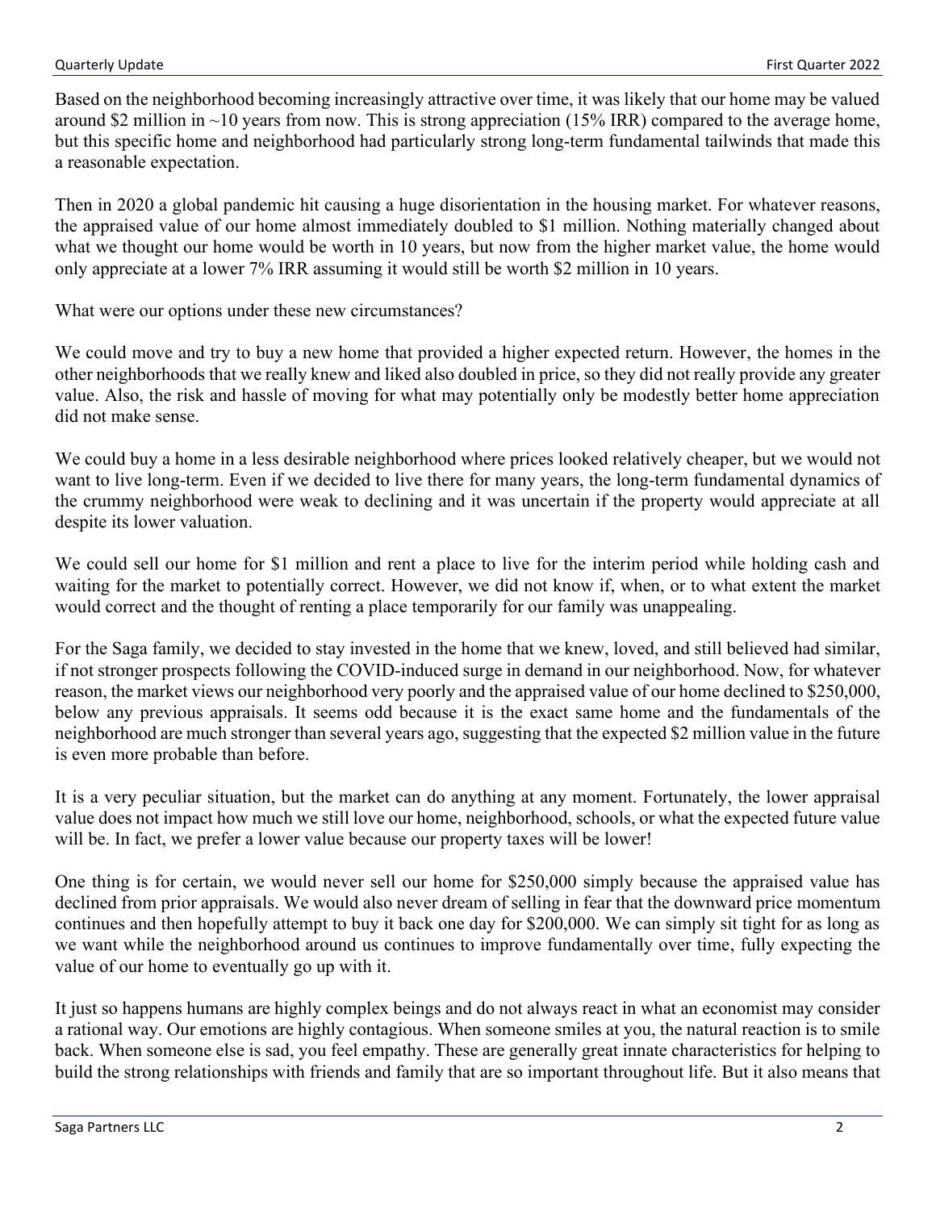Based on the neighborhood becoming increasingly attractive over time, it was likely that our home may be valued around $2 million in ~10 years from now. This is strong appreciation (15% IRR) compared to the average home, but this specific home and neighborhood had particularly strong long-term fundamental tailwinds that made this a reasonable expectation.

Then in 2020 a global pandemic hit causing a huge disorientation in the housing market. For whatever reasons, the appraised value of our home almost immediately doubled to $1 million. Nothing materially changed about what we thought our home would be worth in 10 years, but now from the higher market value, the home would only appreciate at a lower 7% IRR assuming it would still be worth $2 million in 10 years.

What were our options under these new circumstances?

We could move and try to buy a new home that provided a higher expected return. However, the homes in the other neighborhoods that we really knew and liked also doubled in price, so they did not really provide any greater value. Also, the risk and hassle of moving for what may potentially only be modestly better home appreciation did not make sense.

We could buy a home in a less desirable neighborhood where prices looked relatively cheaper, but we would not want to live long-term. Even if we decided to live there for many years, the long-term fundamental dynamics of the crummy neighborhood were weak to declining and it was uncertain if the property would appreciate at all despite its lower valuation.

We could sell our home for $1 million and rent a place to live for the interim period while holding cash and waiting for the market to potentially correct. However, we did not know if, when, or to what extent the market would correct and the thought of renting a place temporarily for our family was unappealing.

For the Saga family, we decided to stay invested in the home that we knew, loved, and still believed had similar, if not stronger prospects following the COVID-induced surge in demand in our neighborhood. Now, for whatever reason, the market views our neighborhood very poorly and the appraised value of our home declined to $250,000, below any previous appraisals. It seems odd because it is the exact same home and the fundamentals of the neighborhood are much stronger than several years ago, suggesting that the expected $2 million value in the future is even more probable than before.

It is a very peculiar situation, but the market can do anything at any moment. Fortunately, the lower appraisal value does not impact how much we still love our home, neighborhood, schools, or what the expected future value will be. In fact, we prefer a lower value because our property taxes will be lower!

One thing is for certain, we would never sell our home for $250,000 simply because the appraised value has declined from prior appraisals. We would also never dream of selling in fear that the downward price momentum continues and then hopefully attempt to buy it back one day for $200,000. We can simply sit tight for as long as we want while the neighborhood around us continues to improve fundamentally over time, fully expecting the value of our home to eventually go up with it.

It just so happens humans are highly complex beings and do not always react in what an economist may consider a rational way. Our emotions are highly contagious. When someone smiles at you, the natural reaction is to smile back. When someone else is sad, you feel empathy. These are generally great innate characteristics for helping to build the strong relationships with friends and family that are so important throughout life. But it also means that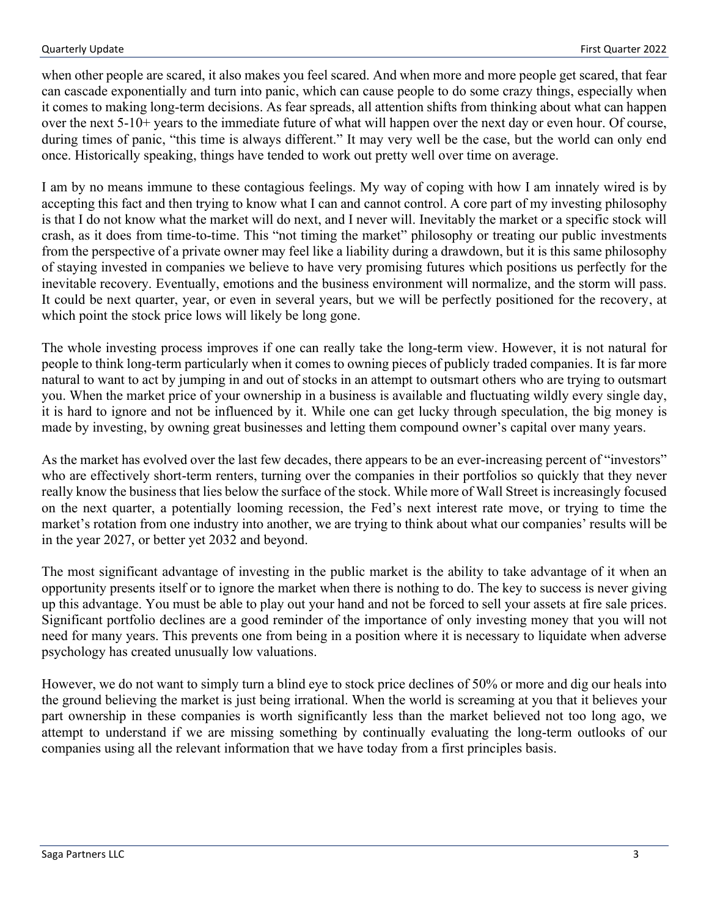when other people are scared, it also makes you feel scared. And when more and more people get scared, that fear can cascade exponentially and turn into panic, which can cause people to do some crazy things, especially when it comes to making long-term decisions. As fear spreads, all attention shifts from thinking about what can happen over the next 5-10+ years to the immediate future of what will happen over the next day or even hour. Of course, during times of panic, "this time is always different." It may very well be the case, but the world can only end once. Historically speaking, things have tended to work out pretty well over time on average.

I am by no means immune to these contagious feelings. My way of coping with how I am innately wired is by accepting this fact and then trying to know what I can and cannot control. A core part of my investing philosophy is that I do not know what the market will do next, and I never will. Inevitably the market or a specific stock will crash, as it does from time-to-time. This "not timing the market" philosophy or treating our public investments from the perspective of a private owner may feel like a liability during a drawdown, but it is this same philosophy of staying invested in companies we believe to have very promising futures which positions us perfectly for the inevitable recovery. Eventually, emotions and the business environment will normalize, and the storm will pass. It could be next quarter, year, or even in several years, but we will be perfectly positioned for the recovery, at which point the stock price lows will likely be long gone.

The whole investing process improves if one can really take the long-term view. However, it is not natural for people to think long-term particularly when it comes to owning pieces of publicly traded companies. It is far more natural to want to act by jumping in and out of stocks in an attempt to outsmart others who are trying to outsmart you. When the market price of your ownership in a business is available and fluctuating wildly every single day, it is hard to ignore and not be influenced by it. While one can get lucky through speculation, the big money is made by investing, by owning great businesses and letting them compound owner's capital over many years.

As the market has evolved over the last few decades, there appears to be an ever-increasing percent of "investors" who are effectively short-term renters, turning over the companies in their portfolios so quickly that they never really know the business that lies below the surface of the stock. While more of Wall Street is increasingly focused on the next quarter, a potentially looming recession, the Fed's next interest rate move, or trying to time the market's rotation from one industry into another, we are trying to think about what our companies' results will be in the year 2027, or better yet 2032 and beyond.

The most significant advantage of investing in the public market is the ability to take advantage of it when an opportunity presents itself or to ignore the market when there is nothing to do. The key to success is never giving up this advantage. You must be able to play out your hand and not be forced to sell your assets at fire sale prices. Significant portfolio declines are a good reminder of the importance of only investing money that you will not need for many years. This prevents one from being in a position where it is necessary to liquidate when adverse psychology has created unusually low valuations.

However, we do not want to simply turn a blind eye to stock price declines of 50% or more and dig our heals into the ground believing the market is just being irrational. When the world is screaming at you that it believes your part ownership in these companies is worth significantly less than the market believed not too long ago, we attempt to understand if we are missing something by continually evaluating the long-term outlooks of our companies using all the relevant information that we have today from a first principles basis.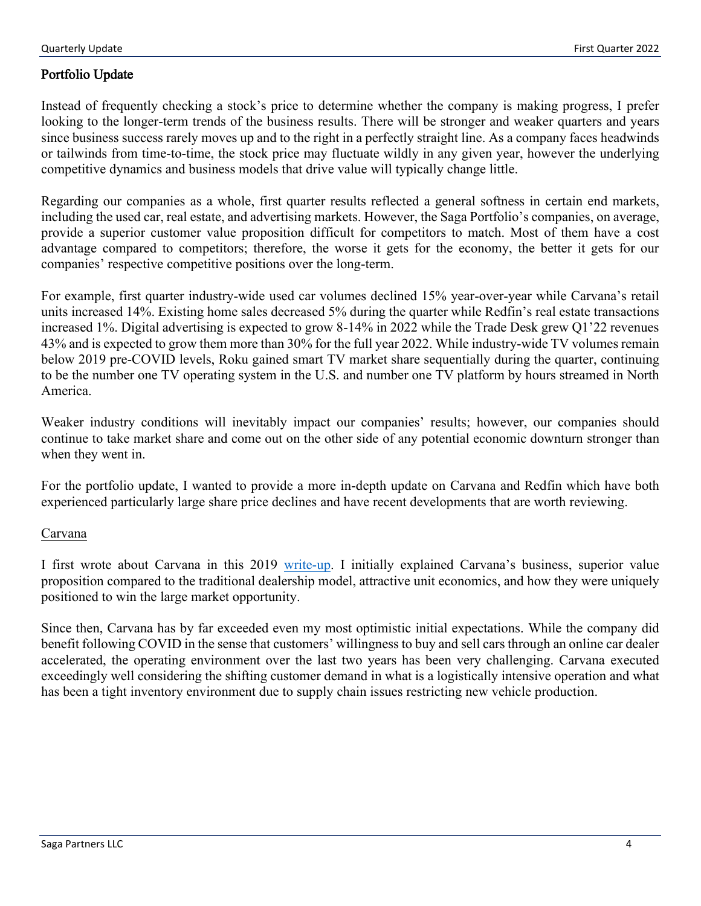## Portfolio Update

Instead of frequently checking a stock's price to determine whether the company is making progress, I prefer looking to the longer-term trends of the business results. There will be stronger and weaker quarters and years since business success rarely moves up and to the right in a perfectly straight line. As a company faces headwinds or tailwinds from time-to-time, the stock price may fluctuate wildly in any given year, however the underlying competitive dynamics and business models that drive value will typically change little.

Regarding our companies as a whole, first quarter results reflected a general softness in certain end markets, including the used car, real estate, and advertising markets. However, the Saga Portfolio's companies, on average, provide a superior customer value proposition difficult for competitors to match. Most of them have a cost advantage compared to competitors; therefore, the worse it gets for the economy, the better it gets for our companies' respective competitive positions over the long-term.

For example, first quarter industry-wide used car volumes declined 15% year-over-year while Carvana's retail units increased 14%. Existing home sales decreased 5% during the quarter while Redfin's real estate transactions increased 1%. Digital advertising is expected to grow 8-14% in 2022 while the Trade Desk grew Q1'22 revenues 43% and is expected to grow them more than 30% for the full year 2022. While industry-wide TV volumes remain below 2019 pre-COVID levels, Roku gained smart TV market share sequentially during the quarter, continuing to be the number one TV operating system in the U.S. and number one TV platform by hours streamed in North America.

Weaker industry conditions will inevitably impact our companies' results; however, our companies should continue to take market share and come out on the other side of any potential economic downturn stronger than when they went in.

For the portfolio update, I wanted to provide a more in-depth update on Carvana and Redfin which have both experienced particularly large share price declines and have recent developments that are worth reviewing.

### Carvana

I first wrote about Carvana in this 2019 write-up. I initially explained Carvana's business, superior value proposition compared to the traditional dealership model, attractive unit economics, and how they were uniquely positioned to win the large market opportunity.

Since then, Carvana has by far exceeded even my most optimistic initial expectations. While the company did benefit following COVID in the sense that customers' willingness to buy and sell cars through an online car dealer accelerated, the operating environment over the last two years has been very challenging. Carvana executed exceedingly well considering the shifting customer demand in what is a logistically intensive operation and what has been a tight inventory environment due to supply chain issues restricting new vehicle production.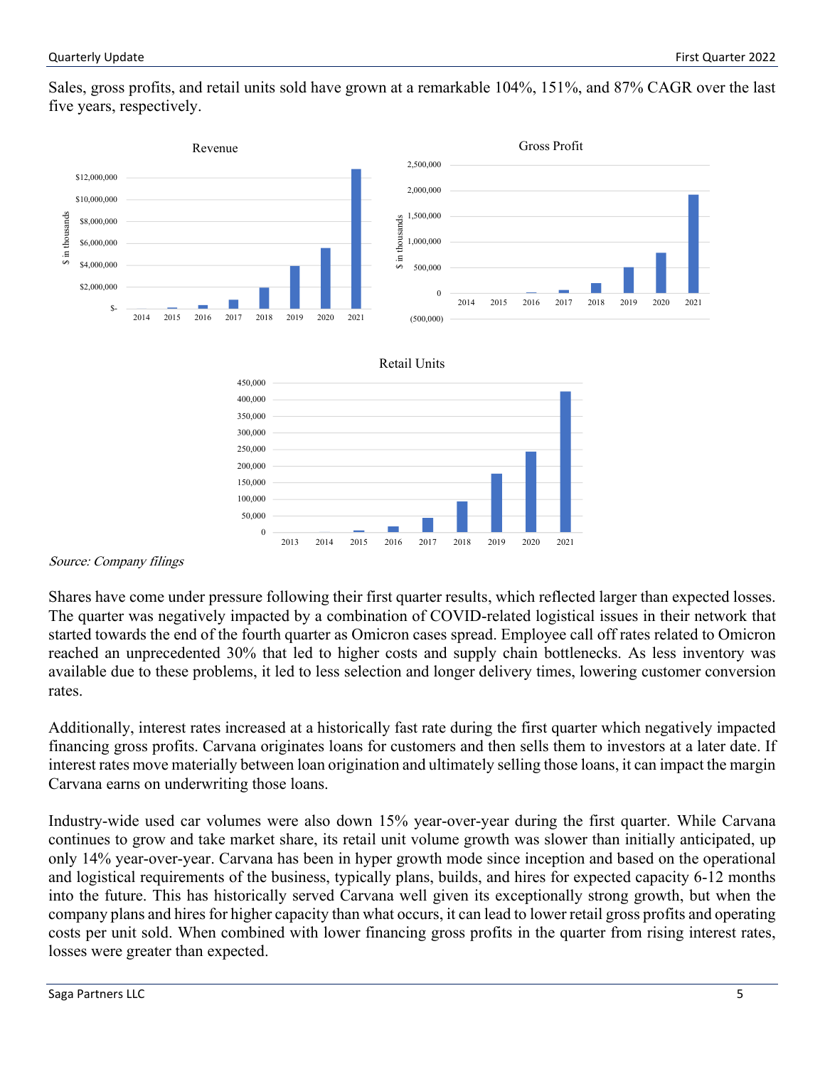Sales, gross profits, and retail units sold have grown at a remarkable 104%, 151%, and 87% CAGR over the last five years, respectively.

*Source: Company filings*

Shares have come under pressure following their first quarter results, which reflected larger than expected losses. The quarter was negatively impacted by a combination of COVID-related logistical issues in their network that started towards the end of the fourth quarter as Omicron cases spread. Employee call off rates related to Omicron reached an unprecedented 30% that led to higher costs and supply chain bottlenecks. As less inventory was available due to these problems, it led to less selection and longer delivery times, lowering customer conversion rates.

Additionally, interest rates increased at a historically fast rate during the first quarter which negatively impacted financing gross profits. Carvana originates loans for customers and then sells them to investors at a later date. If interest rates move materially between loan origination and ultimately selling those loans, it can impact the margin Carvana earns on underwriting those loans.

Industry-wide used car volumes were also down 15% year-over-year during the first quarter. While Carvana continues to grow and take market share, its retail unit volume growth was slower than initially anticipated, up only 14% year-over-year. Carvana has been in hyper growth mode since inception and based on the operational and logistical requirements of the business, typically plans, builds, and hires for expected capacity 6-12 months into the future. This has historically served Carvana well given its exceptionally strong growth, but when the company plans and hires for higher capacity than what occurs, it can lead to lower retail gross profits and operating costs per unit sold. When combined with lower financing gross profits in the quarter from rising interest rates, losses were greater than expected.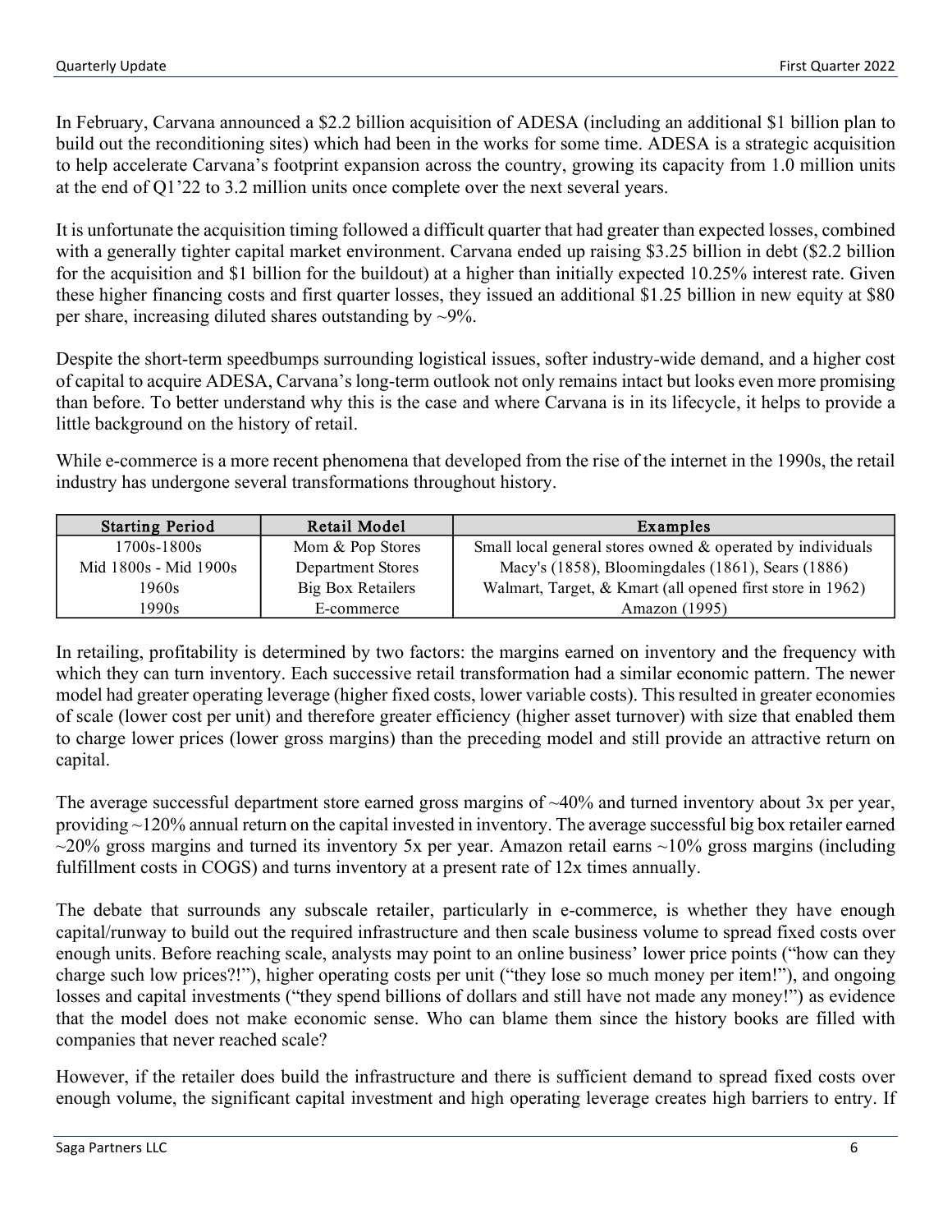In February, Carvana announced a $2.2 billion acquisition of ADESA (including an additional $1 billion plan to build out the reconditioning sites) which had been in the works for some time. ADESA is a strategic acquisition to help accelerate Carvana's footprint expansion across the country, growing its capacity from 1.0 million units at the end of Q1'22 to 3.2 million units once complete over the next several years.

It is unfortunate the acquisition timing followed a difficult quarter that had greater than expected losses, combined with a generally tighter capital market environment. Carvana ended up raising $3.25 billion in debt ($2.2 billion for the acquisition and $1 billion for the buildout) at a higher than initially expected 10.25% interest rate. Given these higher financing costs and first quarter losses, they issued an additional $1.25 billion in new equity at $80 per share, increasing diluted shares outstanding by ~9%.

Despite the short-term speedbumps surrounding logistical issues, softer industry-wide demand, and a higher cost of capital to acquire ADESA, Carvana's long-term outlook not only remains intact but looks even more promising than before. To better understand why this is the case and where Carvana is in its lifecycle, it helps to provide a little background on the history of retail.

While e-commerce is a more recent phenomena that developed from the rise of the internet in the 1990s, the retail industry has undergone several transformations throughout history.

| Starting Period | Retail Model | Examples |
|---|---|---|
| 1700s-1800s | Mom & Pop Stores | Small local general stores owned & operated by individuals |
| Mid 1800s - Mid 1900s | Department Stores | Macy's (1858), Bloomingdales (1861), Sears (1886) |
| 1960s | Big Box Retailers | Walmart, Target, & Kmart (all opened first store in 1962) |
| 1990s | E-commerce | Amazon (1995) |

In retailing, profitability is determined by two factors: the margins earned on inventory and the frequency with which they can turn inventory. Each successive retail transformation had a similar economic pattern. The newer model had greater operating leverage (higher fixed costs, lower variable costs). This resulted in greater economies of scale (lower cost per unit) and therefore greater efficiency (higher asset turnover) with size that enabled them to charge lower prices (lower gross margins) than the preceding model and still provide an attractive return on capital.

The average successful department store earned gross margins of ~40% and turned inventory about 3x per year, providing ~120% annual return on the capital invested in inventory. The average successful big box retailer earned ~20% gross margins and turned its inventory 5x per year. Amazon retail earns ~10% gross margins (including fulfillment costs in COGS) and turns inventory at a present rate of 12x times annually.

The debate that surrounds any subscale retailer, particularly in e-commerce, is whether they have enough capital/runway to build out the required infrastructure and then scale business volume to spread fixed costs over enough units. Before reaching scale, analysts may point to an online business' lower price points ("how can they charge such low prices?!"), higher operating costs per unit ("they lose so much money per item!"), and ongoing losses and capital investments ("they spend billions of dollars and still have not made any money!") as evidence that the model does not make economic sense. Who can blame them since the history books are filled with companies that never reached scale?

However, if the retailer does build the infrastructure and there is sufficient demand to spread fixed costs over enough volume, the significant capital investment and high operating leverage creates high barriers to entry. If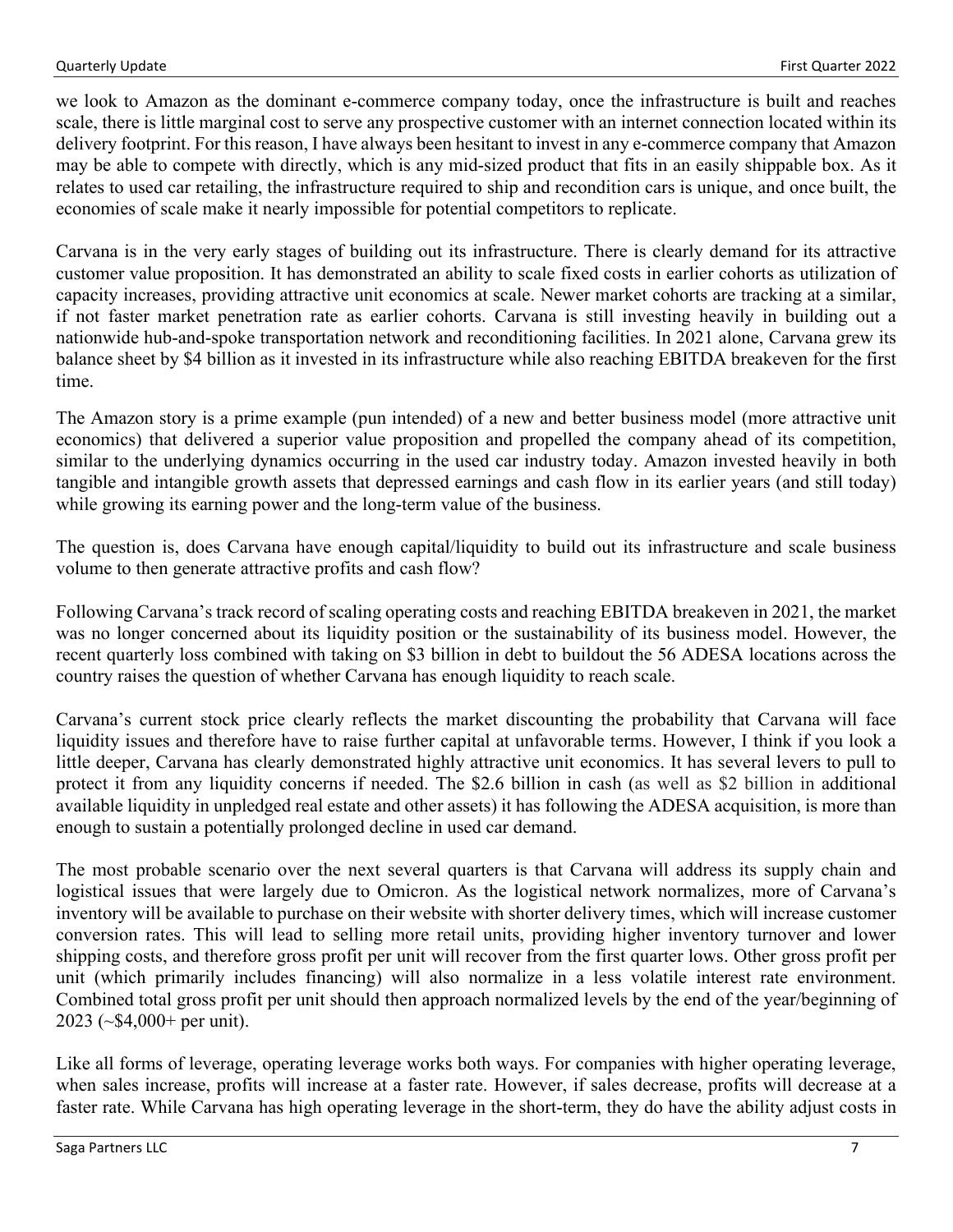we look to Amazon as the dominant e-commerce company today, once the infrastructure is built and reaches scale, there is little marginal cost to serve any prospective customer with an internet connection located within its delivery footprint. For this reason, I have always been hesitant to invest in any e-commerce company that Amazon may be able to compete with directly, which is any mid-sized product that fits in an easily shippable box. As it relates to used car retailing, the infrastructure required to ship and recondition cars is unique, and once built, the economies of scale make it nearly impossible for potential competitors to replicate.

Carvana is in the very early stages of building out its infrastructure. There is clearly demand for its attractive customer value proposition. It has demonstrated an ability to scale fixed costs in earlier cohorts as utilization of capacity increases, providing attractive unit economics at scale. Newer market cohorts are tracking at a similar, if not faster market penetration rate as earlier cohorts. Carvana is still investing heavily in building out a nationwide hub-and-spoke transportation network and reconditioning facilities. In 2021 alone, Carvana grew its balance sheet by $4 billion as it invested in its infrastructure while also reaching EBITDA breakeven for the first time.

The Amazon story is a prime example (pun intended) of a new and better business model (more attractive unit economics) that delivered a superior value proposition and propelled the company ahead of its competition, similar to the underlying dynamics occurring in the used car industry today. Amazon invested heavily in both tangible and intangible growth assets that depressed earnings and cash flow in its earlier years (and still today) while growing its earning power and the long-term value of the business.

The question is, does Carvana have enough capital/liquidity to build out its infrastructure and scale business volume to then generate attractive profits and cash flow?

Following Carvana's track record of scaling operating costs and reaching EBITDA breakeven in 2021, the market was no longer concerned about its liquidity position or the sustainability of its business model. However, the recent quarterly loss combined with taking on $3 billion in debt to buildout the 56 ADESA locations across the country raises the question of whether Carvana has enough liquidity to reach scale.

Carvana's current stock price clearly reflects the market discounting the probability that Carvana will face liquidity issues and therefore have to raise further capital at unfavorable terms. However, I think if you look a little deeper, Carvana has clearly demonstrated highly attractive unit economics. It has several levers to pull to protect it from any liquidity concerns if needed. The $2.6 billion in cash (as well as $2 billion in additional available liquidity in unpledged real estate and other assets) it has following the ADESA acquisition, is more than enough to sustain a potentially prolonged decline in used car demand.

The most probable scenario over the next several quarters is that Carvana will address its supply chain and logistical issues that were largely due to Omicron. As the logistical network normalizes, more of Carvana's inventory will be available to purchase on their website with shorter delivery times, which will increase customer conversion rates. This will lead to selling more retail units, providing higher inventory turnover and lower shipping costs, and therefore gross profit per unit will recover from the first quarter lows. Other gross profit per unit (which primarily includes financing) will also normalize in a less volatile interest rate environment. Combined total gross profit per unit should then approach normalized levels by the end of the year/beginning of 2023 (~$4,000+ per unit).

Like all forms of leverage, operating leverage works both ways. For companies with higher operating leverage, when sales increase, profits will increase at a faster rate. However, if sales decrease, profits will decrease at a faster rate. While Carvana has high operating leverage in the short-term, they do have the ability adjust costs in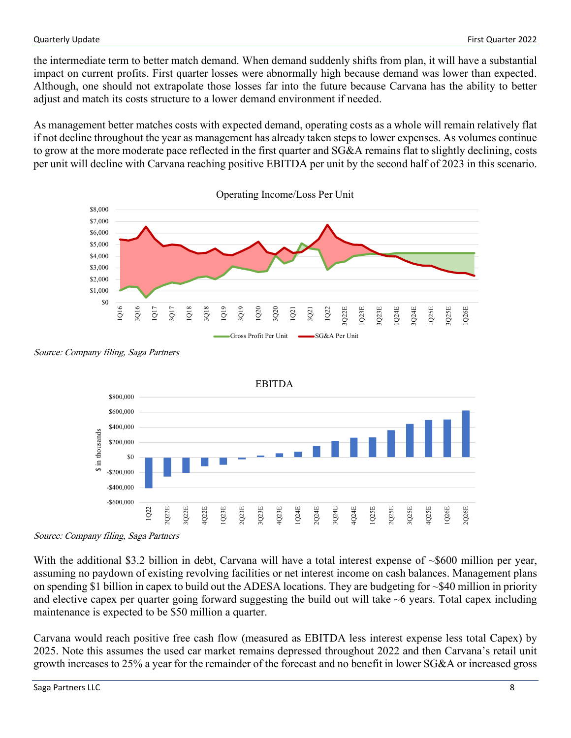the intermediate term to better match demand. When demand suddenly shifts from plan, it will have a substantial impact on current profits. First quarter losses were abnormally high because demand was lower than expected. Although, one should not extrapolate those losses far into the future because Carvana has the ability to better adjust and match its costs structure to a lower demand environment if needed.

As management better matches costs with expected demand, operating costs as a whole will remain relatively flat if not decline throughout the year as management has already taken steps to lower expenses. As volumes continue to grow at the more moderate pace reflected in the first quarter and SG&A remains flat to slightly declining, costs per unit will decline with Carvana reaching positive EBITDA per unit by the second half of 2023 in this scenario.

*Source: Company filing, Saga Partners*

*Source: Company filing, Saga Partners*

With the additional $3.2 billion in debt, Carvana will have a total interest expense of ~$600 million per year, assuming no paydown of existing revolving facilities or net interest income on cash balances. Management plans on spending $1 billion in capex to build out the ADESA locations. They are budgeting for ~$40 million in priority and elective capex per quarter going forward suggesting the build out will take ~6 years. Total capex including maintenance is expected to be $50 million a quarter.

Carvana would reach positive free cash flow (measured as EBITDA less interest expense less total Capex) by 2025. Note this assumes the used car market remains depressed throughout 2022 and then Carvana's retail unit growth increases to 25% a year for the remainder of the forecast and no benefit in lower SG&A or increased gross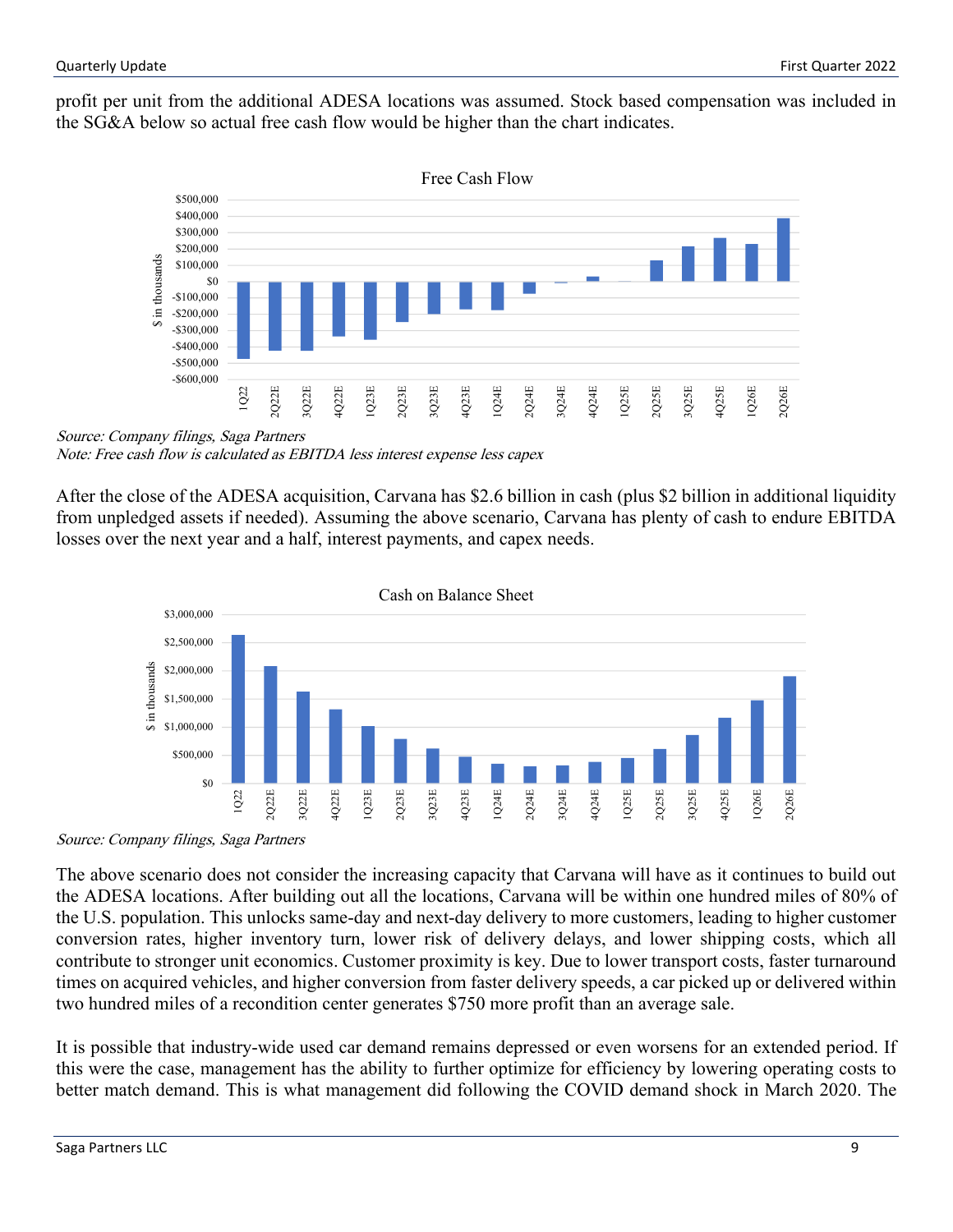profit per unit from the additional ADESA locations was assumed. Stock based compensation was included in the SG&A below so actual free cash flow would be higher than the chart indicates.

*Source: Company filings, Saga Partners*
*Note: Free cash flow is calculated as EBITDA less interest expense less capex*

After the close of the ADESA acquisition, Carvana has $2.6 billion in cash (plus $2 billion in additional liquidity from unpledged assets if needed). Assuming the above scenario, Carvana has plenty of cash to endure EBITDA losses over the next year and a half, interest payments, and capex needs.

*Source: Company filings, Saga Partners*

The above scenario does not consider the increasing capacity that Carvana will have as it continues to build out the ADESA locations. After building out all the locations, Carvana will be within one hundred miles of 80% of the U.S. population. This unlocks same-day and next-day delivery to more customers, leading to higher customer conversion rates, higher inventory turn, lower risk of delivery delays, and lower shipping costs, which all contribute to stronger unit economics. Customer proximity is key. Due to lower transport costs, faster turnaround times on acquired vehicles, and higher conversion from faster delivery speeds, a car picked up or delivered within two hundred miles of a recondition center generates $750 more profit than an average sale.

It is possible that industry-wide used car demand remains depressed or even worsens for an extended period. If this were the case, management has the ability to further optimize for efficiency by lowering operating costs to better match demand. This is what management did following the COVID demand shock in March 2020. The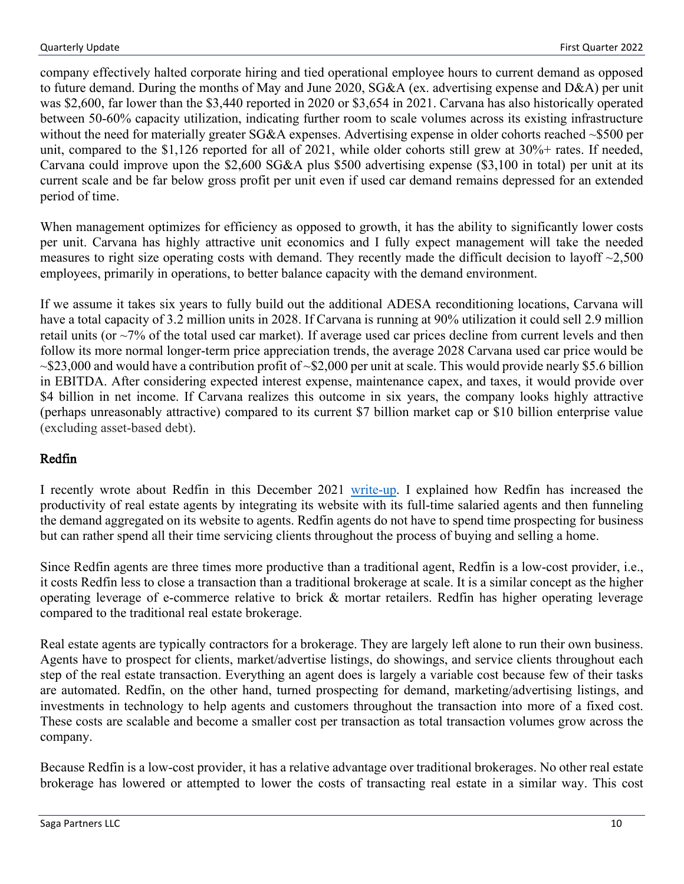company effectively halted corporate hiring and tied operational employee hours to current demand as opposed to future demand. During the months of May and June 2020, SG&A (ex. advertising expense and D&A) per unit was $2,600, far lower than the $3,440 reported in 2020 or $3,654 in 2021. Carvana has also historically operated between 50-60% capacity utilization, indicating further room to scale volumes across its existing infrastructure without the need for materially greater SG&A expenses. Advertising expense in older cohorts reached ~$500 per unit, compared to the $1,126 reported for all of 2021, while older cohorts still grew at 30%+ rates. If needed, Carvana could improve upon the $2,600 SG&A plus $500 advertising expense ($3,100 in total) per unit at its current scale and be far below gross profit per unit even if used car demand remains depressed for an extended period of time.

When management optimizes for efficiency as opposed to growth, it has the ability to significantly lower costs per unit. Carvana has highly attractive unit economics and I fully expect management will take the needed measures to right size operating costs with demand. They recently made the difficult decision to layoff ~2,500 employees, primarily in operations, to better balance capacity with the demand environment.

If we assume it takes six years to fully build out the additional ADESA reconditioning locations, Carvana will have a total capacity of 3.2 million units in 2028. If Carvana is running at 90% utilization it could sell 2.9 million retail units (or ~7% of the total used car market). If average used car prices decline from current levels and then follow its more normal longer-term price appreciation trends, the average 2028 Carvana used car price would be ~$23,000 and would have a contribution profit of ~$2,000 per unit at scale. This would provide nearly $5.6 billion in EBITDA. After considering expected interest expense, maintenance capex, and taxes, it would provide over $4 billion in net income. If Carvana realizes this outcome in six years, the company looks highly attractive (perhaps unreasonably attractive) compared to its current $7 billion market cap or $10 billion enterprise value (excluding asset-based debt).

## Redfin

I recently wrote about Redfin in this December 2021 write-up. I explained how Redfin has increased the productivity of real estate agents by integrating its website with its full-time salaried agents and then funneling the demand aggregated on its website to agents. Redfin agents do not have to spend time prospecting for business but can rather spend all their time servicing clients throughout the process of buying and selling a home.

Since Redfin agents are three times more productive than a traditional agent, Redfin is a low-cost provider, i.e., it costs Redfin less to close a transaction than a traditional brokerage at scale. It is a similar concept as the higher operating leverage of e-commerce relative to brick & mortar retailers. Redfin has higher operating leverage compared to the traditional real estate brokerage.

Real estate agents are typically contractors for a brokerage. They are largely left alone to run their own business. Agents have to prospect for clients, market/advertise listings, do showings, and service clients throughout each step of the real estate transaction. Everything an agent does is largely a variable cost because few of their tasks are automated. Redfin, on the other hand, turned prospecting for demand, marketing/advertising listings, and investments in technology to help agents and customers throughout the transaction into more of a fixed cost. These costs are scalable and become a smaller cost per transaction as total transaction volumes grow across the company.

Because Redfin is a low-cost provider, it has a relative advantage over traditional brokerages. No other real estate brokerage has lowered or attempted to lower the costs of transacting real estate in a similar way. This cost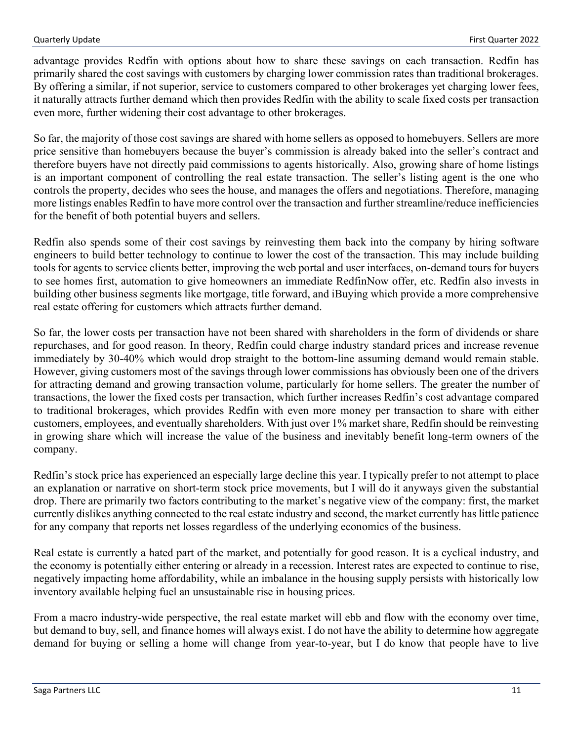advantage provides Redfin with options about how to share these savings on each transaction. Redfin has primarily shared the cost savings with customers by charging lower commission rates than traditional brokerages. By offering a similar, if not superior, service to customers compared to other brokerages yet charging lower fees, it naturally attracts further demand which then provides Redfin with the ability to scale fixed costs per transaction even more, further widening their cost advantage to other brokerages.

So far, the majority of those cost savings are shared with home sellers as opposed to homebuyers. Sellers are more price sensitive than homebuyers because the buyer's commission is already baked into the seller's contract and therefore buyers have not directly paid commissions to agents historically. Also, growing share of home listings is an important component of controlling the real estate transaction. The seller's listing agent is the one who controls the property, decides who sees the house, and manages the offers and negotiations. Therefore, managing more listings enables Redfin to have more control over the transaction and further streamline/reduce inefficiencies for the benefit of both potential buyers and sellers.

Redfin also spends some of their cost savings by reinvesting them back into the company by hiring software engineers to build better technology to continue to lower the cost of the transaction. This may include building tools for agents to service clients better, improving the web portal and user interfaces, on-demand tours for buyers to see homes first, automation to give homeowners an immediate RedfinNow offer, etc. Redfin also invests in building other business segments like mortgage, title forward, and iBuying which provide a more comprehensive real estate offering for customers which attracts further demand.

So far, the lower costs per transaction have not been shared with shareholders in the form of dividends or share repurchases, and for good reason. In theory, Redfin could charge industry standard prices and increase revenue immediately by 30-40% which would drop straight to the bottom-line assuming demand would remain stable. However, giving customers most of the savings through lower commissions has obviously been one of the drivers for attracting demand and growing transaction volume, particularly for home sellers. The greater the number of transactions, the lower the fixed costs per transaction, which further increases Redfin's cost advantage compared to traditional brokerages, which provides Redfin with even more money per transaction to share with either customers, employees, and eventually shareholders. With just over 1% market share, Redfin should be reinvesting in growing share which will increase the value of the business and inevitably benefit long-term owners of the company.

Redfin's stock price has experienced an especially large decline this year. I typically prefer to not attempt to place an explanation or narrative on short-term stock price movements, but I will do it anyways given the substantial drop. There are primarily two factors contributing to the market's negative view of the company: first, the market currently dislikes anything connected to the real estate industry and second, the market currently has little patience for any company that reports net losses regardless of the underlying economics of the business.

Real estate is currently a hated part of the market, and potentially for good reason. It is a cyclical industry, and the economy is potentially either entering or already in a recession. Interest rates are expected to continue to rise, negatively impacting home affordability, while an imbalance in the housing supply persists with historically low inventory available helping fuel an unsustainable rise in housing prices.

From a macro industry-wide perspective, the real estate market will ebb and flow with the economy over time, but demand to buy, sell, and finance homes will always exist. I do not have the ability to determine how aggregate demand for buying or selling a home will change from year-to-year, but I do know that people have to live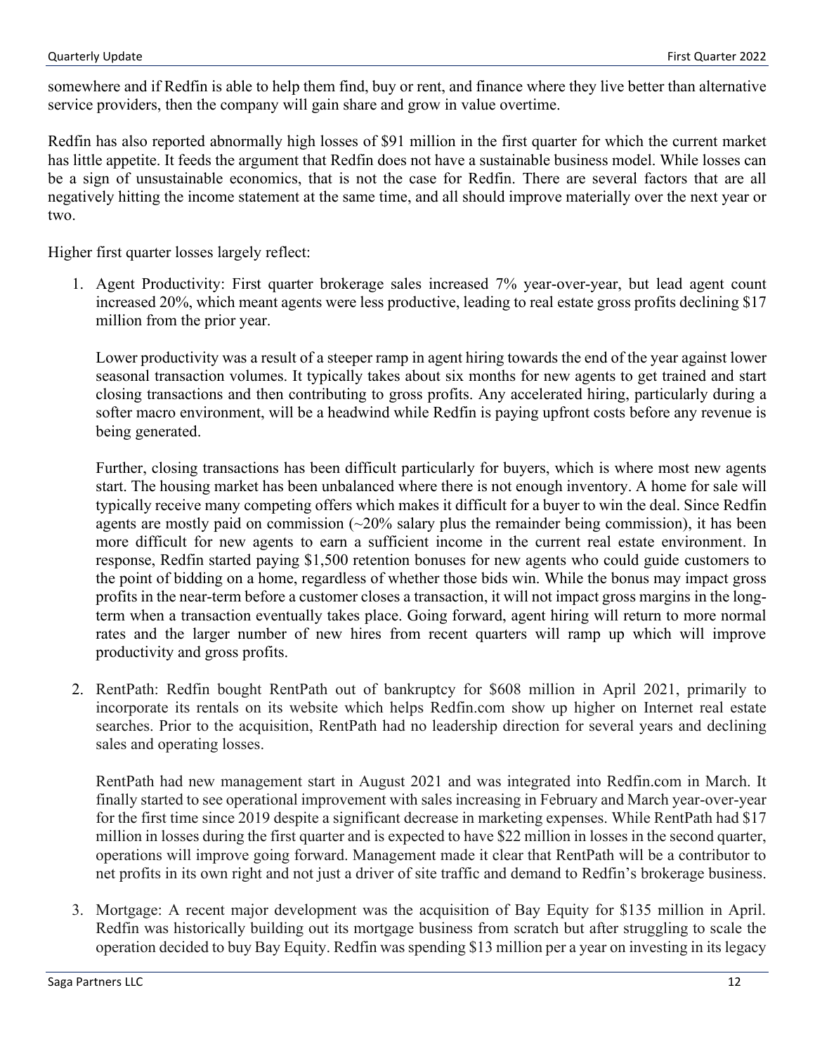somewhere and if Redfin is able to help them find, buy or rent, and finance where they live better than alternative service providers, then the company will gain share and grow in value overtime.

Redfin has also reported abnormally high losses of $91 million in the first quarter for which the current market has little appetite. It feeds the argument that Redfin does not have a sustainable business model. While losses can be a sign of unsustainable economics, that is not the case for Redfin. There are several factors that are all negatively hitting the income statement at the same time, and all should improve materially over the next year or two.

Higher first quarter losses largely reflect:

1. Agent Productivity: First quarter brokerage sales increased 7% year-over-year, but lead agent count increased 20%, which meant agents were less productive, leading to real estate gross profits declining $17 million from the prior year.

   Lower productivity was a result of a steeper ramp in agent hiring towards the end of the year against lower seasonal transaction volumes. It typically takes about six months for new agents to get trained and start closing transactions and then contributing to gross profits. Any accelerated hiring, particularly during a softer macro environment, will be a headwind while Redfin is paying upfront costs before any revenue is being generated.

   Further, closing transactions has been difficult particularly for buyers, which is where most new agents start. The housing market has been unbalanced where there is not enough inventory. A home for sale will typically receive many competing offers which makes it difficult for a buyer to win the deal. Since Redfin agents are mostly paid on commission (~20% salary plus the remainder being commission), it has been more difficult for new agents to earn a sufficient income in the current real estate environment. In response, Redfin started paying $1,500 retention bonuses for new agents who could guide customers to the point of bidding on a home, regardless of whether those bids win. While the bonus may impact gross profits in the near-term before a customer closes a transaction, it will not impact gross margins in the long-term when a transaction eventually takes place. Going forward, agent hiring will return to more normal rates and the larger number of new hires from recent quarters will ramp up which will improve productivity and gross profits.

2. RentPath: Redfin bought RentPath out of bankruptcy for $608 million in April 2021, primarily to incorporate its rentals on its website which helps Redfin.com show up higher on Internet real estate searches. Prior to the acquisition, RentPath had no leadership direction for several years and declining sales and operating losses.

   RentPath had new management start in August 2021 and was integrated into Redfin.com in March. It finally started to see operational improvement with sales increasing in February and March year-over-year for the first time since 2019 despite a significant decrease in marketing expenses. While RentPath had $17 million in losses during the first quarter and is expected to have $22 million in losses in the second quarter, operations will improve going forward. Management made it clear that RentPath will be a contributor to net profits in its own right and not just a driver of site traffic and demand to Redfin's brokerage business.

3. Mortgage: A recent major development was the acquisition of Bay Equity for $135 million in April. Redfin was historically building out its mortgage business from scratch but after struggling to scale the operation decided to buy Bay Equity. Redfin was spending $13 million per a year on investing in its legacy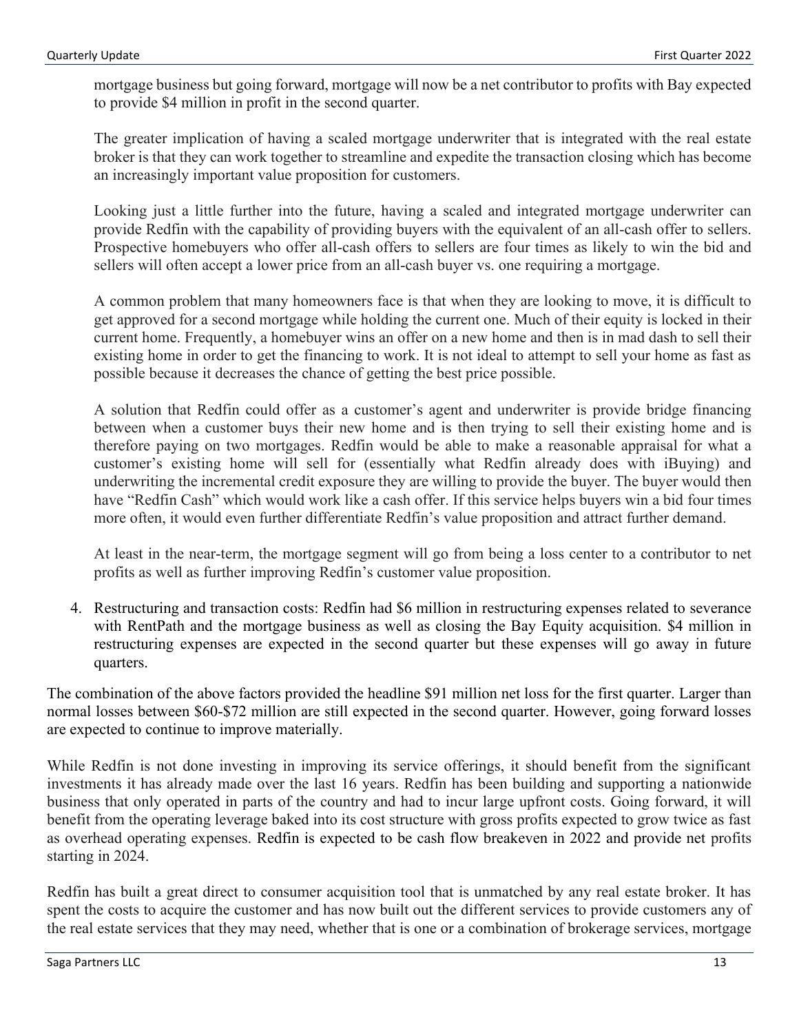mortgage business but going forward, mortgage will now be a net contributor to profits with Bay expected to provide $4 million in profit in the second quarter.

The greater implication of having a scaled mortgage underwriter that is integrated with the real estate broker is that they can work together to streamline and expedite the transaction closing which has become an increasingly important value proposition for customers.

Looking just a little further into the future, having a scaled and integrated mortgage underwriter can provide Redfin with the capability of providing buyers with the equivalent of an all-cash offer to sellers. Prospective homebuyers who offer all-cash offers to sellers are four times as likely to win the bid and sellers will often accept a lower price from an all-cash buyer vs. one requiring a mortgage.

A common problem that many homeowners face is that when they are looking to move, it is difficult to get approved for a second mortgage while holding the current one. Much of their equity is locked in their current home. Frequently, a homebuyer wins an offer on a new home and then is in mad dash to sell their existing home in order to get the financing to work. It is not ideal to attempt to sell your home as fast as possible because it decreases the chance of getting the best price possible.

A solution that Redfin could offer as a customer's agent and underwriter is provide bridge financing between when a customer buys their new home and is then trying to sell their existing home and is therefore paying on two mortgages. Redfin would be able to make a reasonable appraisal for what a customer's existing home will sell for (essentially what Redfin already does with iBuying) and underwriting the incremental credit exposure they are willing to provide the buyer. The buyer would then have "Redfin Cash" which would work like a cash offer. If this service helps buyers win a bid four times more often, it would even further differentiate Redfin's value proposition and attract further demand.

At least in the near-term, the mortgage segment will go from being a loss center to a contributor to net profits as well as further improving Redfin's customer value proposition.

4. Restructuring and transaction costs: Redfin had $6 million in restructuring expenses related to severance with RentPath and the mortgage business as well as closing the Bay Equity acquisition. $4 million in restructuring expenses are expected in the second quarter but these expenses will go away in future quarters.

The combination of the above factors provided the headline $91 million net loss for the first quarter. Larger than normal losses between $60-$72 million are still expected in the second quarter. However, going forward losses are expected to continue to improve materially.

While Redfin is not done investing in improving its service offerings, it should benefit from the significant investments it has already made over the last 16 years. Redfin has been building and supporting a nationwide business that only operated in parts of the country and had to incur large upfront costs. Going forward, it will benefit from the operating leverage baked into its cost structure with gross profits expected to grow twice as fast as overhead operating expenses. Redfin is expected to be cash flow breakeven in 2022 and provide net profits starting in 2024.

Redfin has built a great direct to consumer acquisition tool that is unmatched by any real estate broker. It has spent the costs to acquire the customer and has now built out the different services to provide customers any of the real estate services that they may need, whether that is one or a combination of brokerage services, mortgage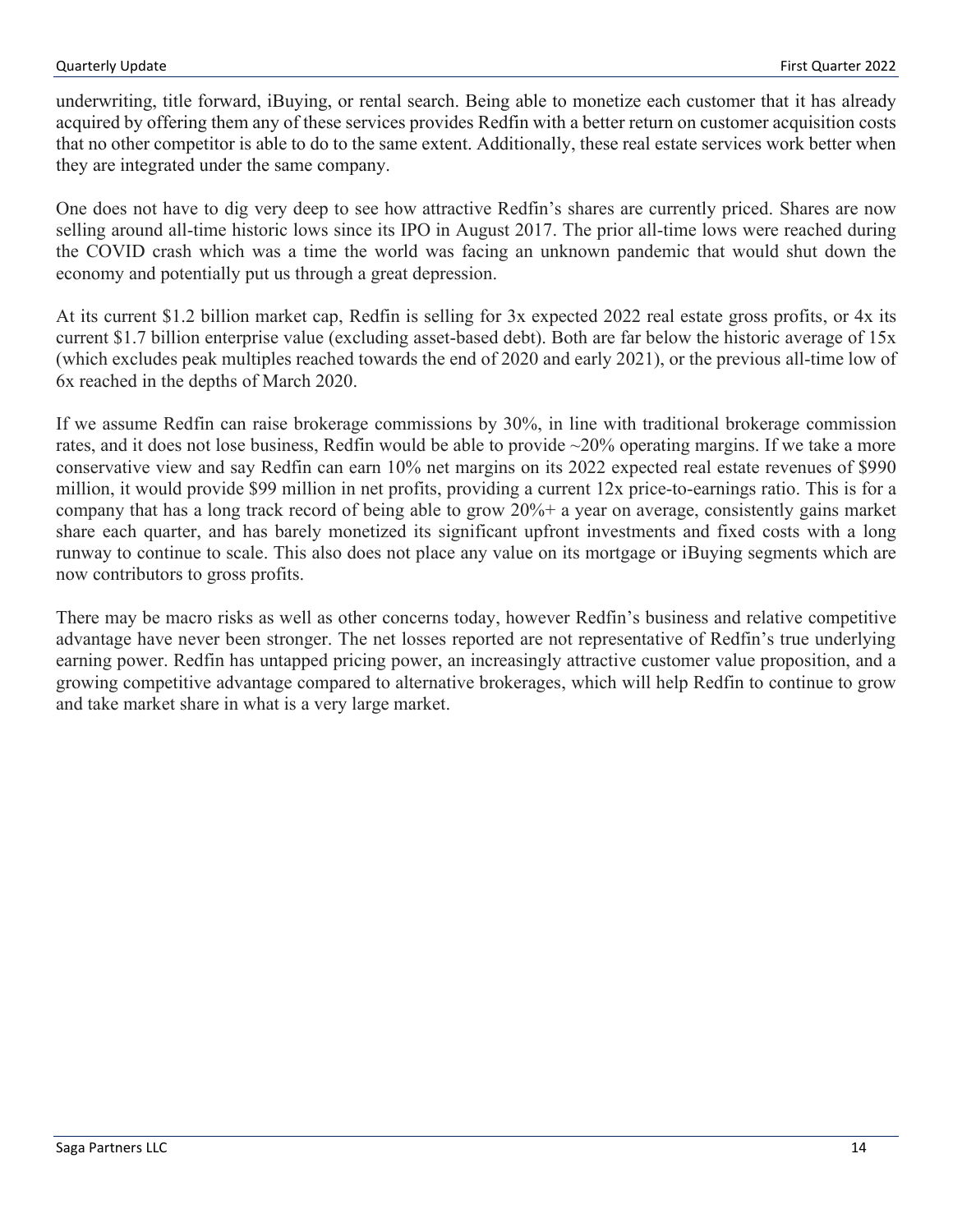underwriting, title forward, iBuying, or rental search. Being able to monetize each customer that it has already acquired by offering them any of these services provides Redfin with a better return on customer acquisition costs that no other competitor is able to do to the same extent. Additionally, these real estate services work better when they are integrated under the same company.

One does not have to dig very deep to see how attractive Redfin's shares are currently priced. Shares are now selling around all-time historic lows since its IPO in August 2017. The prior all-time lows were reached during the COVID crash which was a time the world was facing an unknown pandemic that would shut down the economy and potentially put us through a great depression.

At its current $1.2 billion market cap, Redfin is selling for 3x expected 2022 real estate gross profits, or 4x its current $1.7 billion enterprise value (excluding asset-based debt). Both are far below the historic average of 15x (which excludes peak multiples reached towards the end of 2020 and early 2021), or the previous all-time low of 6x reached in the depths of March 2020.

If we assume Redfin can raise brokerage commissions by 30%, in line with traditional brokerage commission rates, and it does not lose business, Redfin would be able to provide ~20% operating margins. If we take a more conservative view and say Redfin can earn 10% net margins on its 2022 expected real estate revenues of $990 million, it would provide $99 million in net profits, providing a current 12x price-to-earnings ratio. This is for a company that has a long track record of being able to grow 20%+ a year on average, consistently gains market share each quarter, and has barely monetized its significant upfront investments and fixed costs with a long runway to continue to scale. This also does not place any value on its mortgage or iBuying segments which are now contributors to gross profits.

There may be macro risks as well as other concerns today, however Redfin's business and relative competitive advantage have never been stronger. The net losses reported are not representative of Redfin's true underlying earning power. Redfin has untapped pricing power, an increasingly attractive customer value proposition, and a growing competitive advantage compared to alternative brokerages, which will help Redfin to continue to grow and take market share in what is a very large market.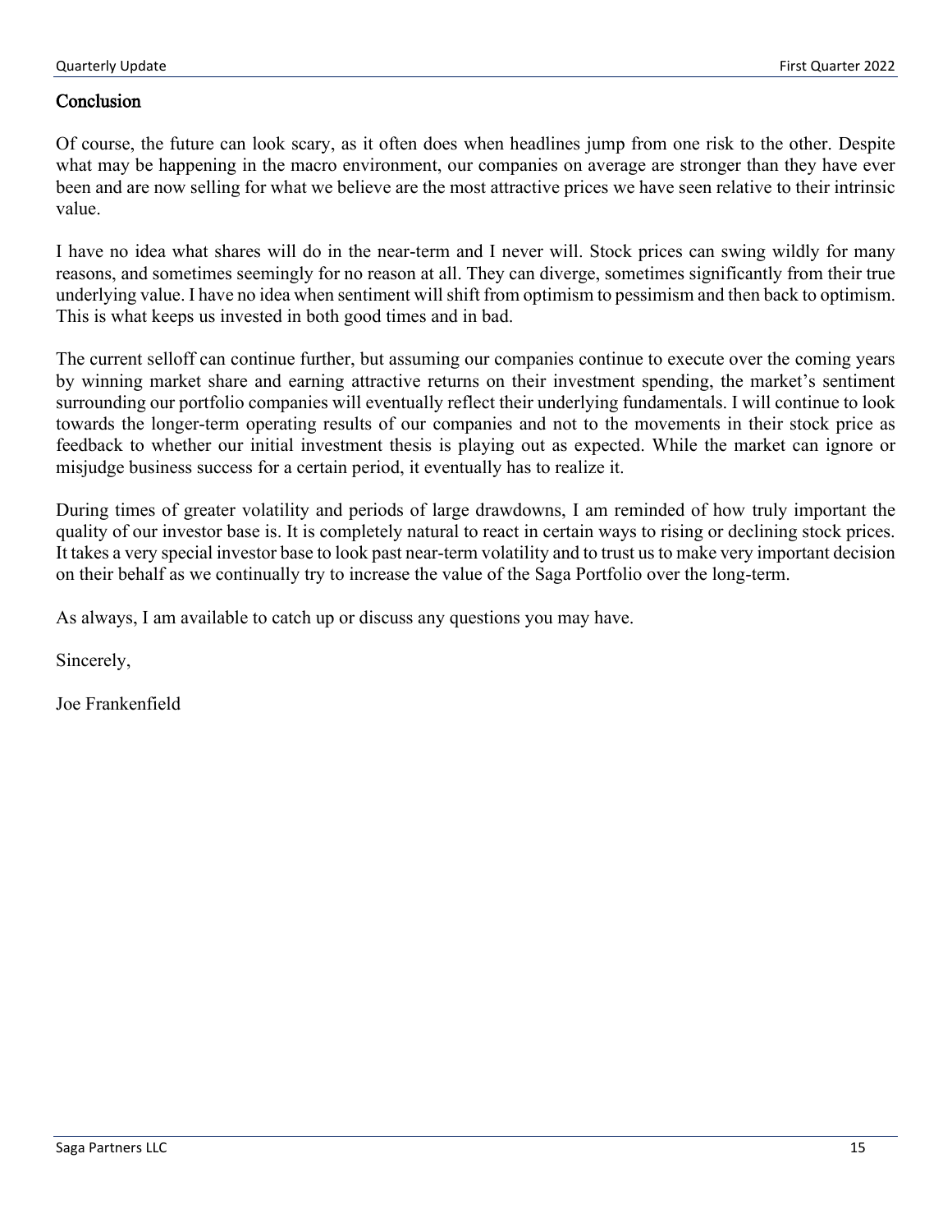## Conclusion

Of course, the future can look scary, as it often does when headlines jump from one risk to the other. Despite what may be happening in the macro environment, our companies on average are stronger than they have ever been and are now selling for what we believe are the most attractive prices we have seen relative to their intrinsic value.

I have no idea what shares will do in the near-term and I never will. Stock prices can swing wildly for many reasons, and sometimes seemingly for no reason at all. They can diverge, sometimes significantly from their true underlying value. I have no idea when sentiment will shift from optimism to pessimism and then back to optimism. This is what keeps us invested in both good times and in bad.

The current selloff can continue further, but assuming our companies continue to execute over the coming years by winning market share and earning attractive returns on their investment spending, the market's sentiment surrounding our portfolio companies will eventually reflect their underlying fundamentals. I will continue to look towards the longer-term operating results of our companies and not to the movements in their stock price as feedback to whether our initial investment thesis is playing out as expected. While the market can ignore or misjudge business success for a certain period, it eventually has to realize it.

During times of greater volatility and periods of large drawdowns, I am reminded of how truly important the quality of our investor base is. It is completely natural to react in certain ways to rising or declining stock prices. It takes a very special investor base to look past near-term volatility and to trust us to make very important decision on their behalf as we continually try to increase the value of the Saga Portfolio over the long-term.

As always, I am available to catch up or discuss any questions you may have.

Sincerely,

Joe Frankenfield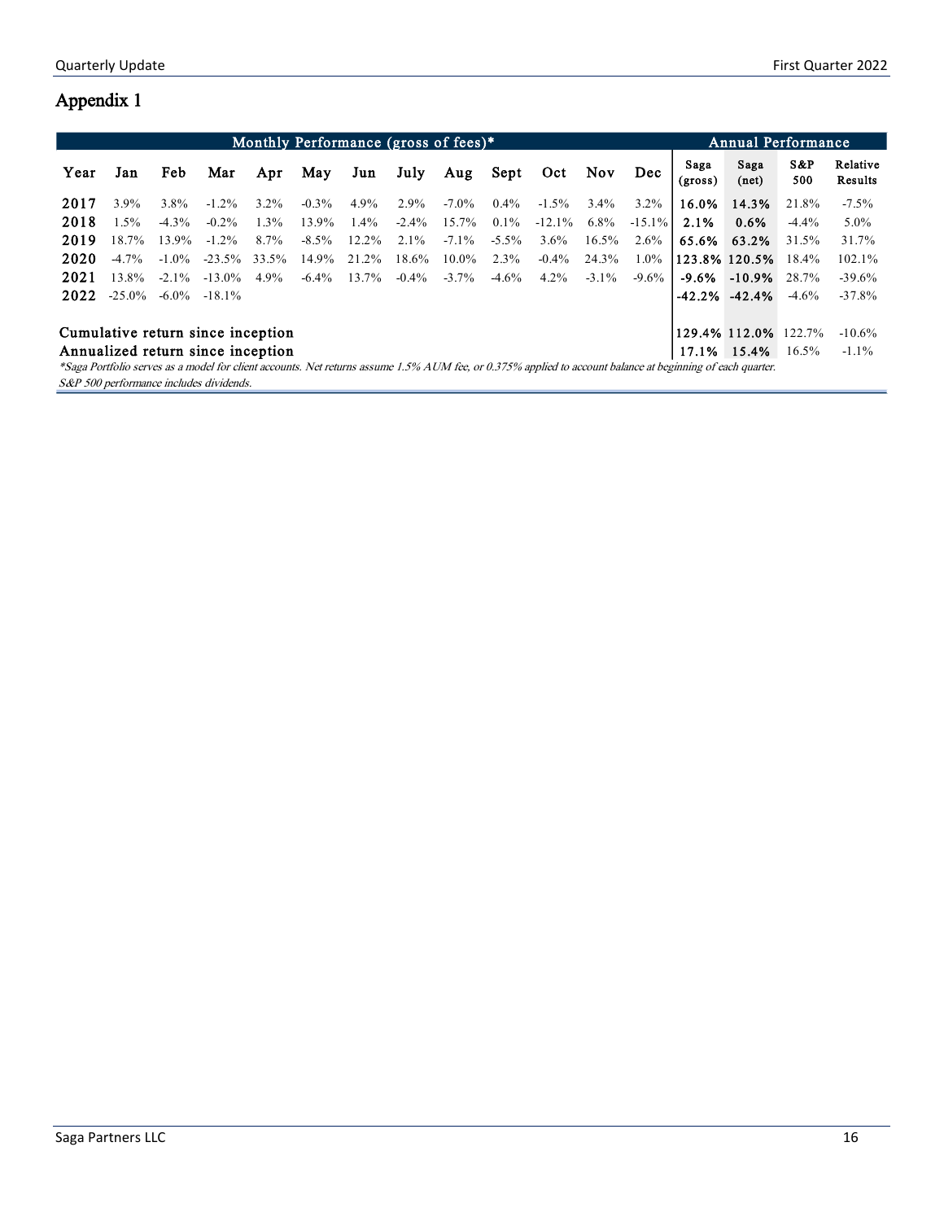# Appendix 1

| Monthly Performance (gross of fees)* | | | | | | | | | | | | | Annual Performance | | | |
|---|---|---|---|---|---|---|---|---|---|---|---|---|---|---|---|---|
| Year | Jan | Feb | Mar | Apr | May | Jun | July | Aug | Sept | Oct | Nov | Dec | Saga (gross) | Saga (net) | S&P 500 | Relative Results |
| 2017 | 3.9% | 3.8% | -1.2% | 3.2% | -0.3% | 4.9% | 2.9% | -7.0% | 0.4% | -1.5% | 3.4% | 3.2% | **16.0%** | **14.3%** | 21.8% | -7.5% |
| 2018 | 1.5% | -4.3% | -0.2% | 1.3% | 13.9% | 1.4% | -2.4% | 15.7% | 0.1% | -12.1% | 6.8% | -15.1% | **2.1%** | **0.6%** | -4.4% | 5.0% |
| 2019 | 18.7% | 13.9% | -1.2% | 8.7% | -8.5% | 12.2% | 2.1% | -7.1% | -5.5% | 3.6% | 16.5% | 2.6% | **65.6%** | **63.2%** | 31.5% | 31.7% |
| 2020 | -4.7% | -1.0% | -23.5% | 33.5% | 14.9% | 21.2% | 18.6% | 10.0% | 2.3% | -0.4% | 24.3% | 1.0% | **123.8%** | **120.5%** | 18.4% | 102.1% |
| 2021 | 13.8% | -2.1% | -13.0% | 4.9% | -6.4% | 13.7% | -0.4% | -3.7% | -4.6% | 4.2% | -3.1% | -9.6% | **-9.6%** | **-10.9%** | 28.7% | -39.6% |
| 2022 | -25.0% | -6.0% | -18.1% | | | | | | | | | | **-42.2%** | **-42.4%** | -4.6% | -37.8% |
| Cumulative return since inception | | | | | | | | | | | | | **129.4%** | **112.0%** | 122.7% | -10.6% |
| Annualized return since inception | | | | | | | | | | | | | **17.1%** | **15.4%** | 16.5% | -1.1% |

*\*Saga Portfolio serves as a model for client accounts. Net returns assume 1.5% AUM fee, or 0.375% applied to account balance at beginning of each quarter. S&P 500 performance includes dividends.*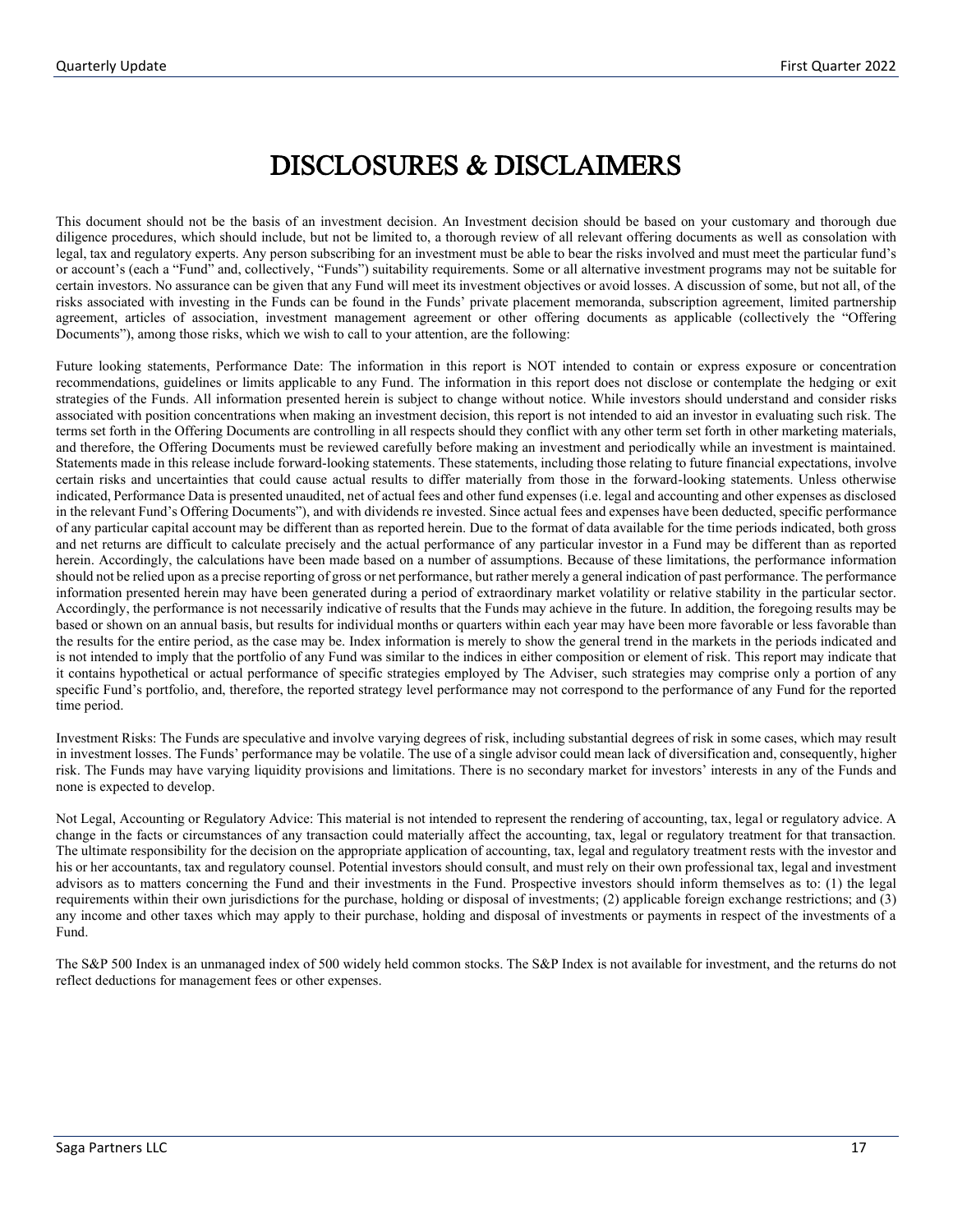# DISCLOSURES & DISCLAIMERS

This document should not be the basis of an investment decision. An Investment decision should be based on your customary and thorough due diligence procedures, which should include, but not be limited to, a thorough review of all relevant offering documents as well as consolation with legal, tax and regulatory experts. Any person subscribing for an investment must be able to bear the risks involved and must meet the particular fund's or account's (each a "Fund" and, collectively, "Funds") suitability requirements. Some or all alternative investment programs may not be suitable for certain investors. No assurance can be given that any Fund will meet its investment objectives or avoid losses. A discussion of some, but not all, of the risks associated with investing in the Funds can be found in the Funds' private placement memoranda, subscription agreement, limited partnership agreement, articles of association, investment management agreement or other offering documents as applicable (collectively the "Offering Documents"), among those risks, which we wish to call to your attention, are the following:

Future looking statements, Performance Date: The information in this report is NOT intended to contain or express exposure or concentration recommendations, guidelines or limits applicable to any Fund. The information in this report does not disclose or contemplate the hedging or exit strategies of the Funds. All information presented herein is subject to change without notice. While investors should understand and consider risks associated with position concentrations when making an investment decision, this report is not intended to aid an investor in evaluating such risk. The terms set forth in the Offering Documents are controlling in all respects should they conflict with any other term set forth in other marketing materials, and therefore, the Offering Documents must be reviewed carefully before making an investment and periodically while an investment is maintained. Statements made in this release include forward-looking statements. These statements, including those relating to future financial expectations, involve certain risks and uncertainties that could cause actual results to differ materially from those in the forward-looking statements. Unless otherwise indicated, Performance Data is presented unaudited, net of actual fees and other fund expenses (i.e. legal and accounting and other expenses as disclosed in the relevant Fund's Offering Documents"), and with dividends re invested. Since actual fees and expenses have been deducted, specific performance of any particular capital account may be different than as reported herein. Due to the format of data available for the time periods indicated, both gross and net returns are difficult to calculate precisely and the actual performance of any particular investor in a Fund may be different than as reported herein. Accordingly, the calculations have been made based on a number of assumptions. Because of these limitations, the performance information should not be relied upon as a precise reporting of gross or net performance, but rather merely a general indication of past performance. The performance information presented herein may have been generated during a period of extraordinary market volatility or relative stability in the particular sector. Accordingly, the performance is not necessarily indicative of results that the Funds may achieve in the future. In addition, the foregoing results may be based or shown on an annual basis, but results for individual months or quarters within each year may have been more favorable or less favorable than the results for the entire period, as the case may be. Index information is merely to show the general trend in the markets in the periods indicated and is not intended to imply that the portfolio of any Fund was similar to the indices in either composition or element of risk. This report may indicate that it contains hypothetical or actual performance of specific strategies employed by The Adviser, such strategies may comprise only a portion of any specific Fund's portfolio, and, therefore, the reported strategy level performance may not correspond to the performance of any Fund for the reported time period.

Investment Risks: The Funds are speculative and involve varying degrees of risk, including substantial degrees of risk in some cases, which may result in investment losses. The Funds' performance may be volatile. The use of a single advisor could mean lack of diversification and, consequently, higher risk. The Funds may have varying liquidity provisions and limitations. There is no secondary market for investors' interests in any of the Funds and none is expected to develop.

Not Legal, Accounting or Regulatory Advice: This material is not intended to represent the rendering of accounting, tax, legal or regulatory advice. A change in the facts or circumstances of any transaction could materially affect the accounting, tax, legal or regulatory treatment for that transaction. The ultimate responsibility for the decision on the appropriate application of accounting, tax, legal and regulatory treatment rests with the investor and his or her accountants, tax and regulatory counsel. Potential investors should consult, and must rely on their own professional tax, legal and investment advisors as to matters concerning the Fund and their investments in the Fund. Prospective investors should inform themselves as to: (1) the legal requirements within their own jurisdictions for the purchase, holding or disposal of investments; (2) applicable foreign exchange restrictions; and (3) any income and other taxes which may apply to their purchase, holding and disposal of investments or payments in respect of the investments of a Fund.

The S&P 500 Index is an unmanaged index of 500 widely held common stocks. The S&P Index is not available for investment, and the returns do not reflect deductions for management fees or other expenses.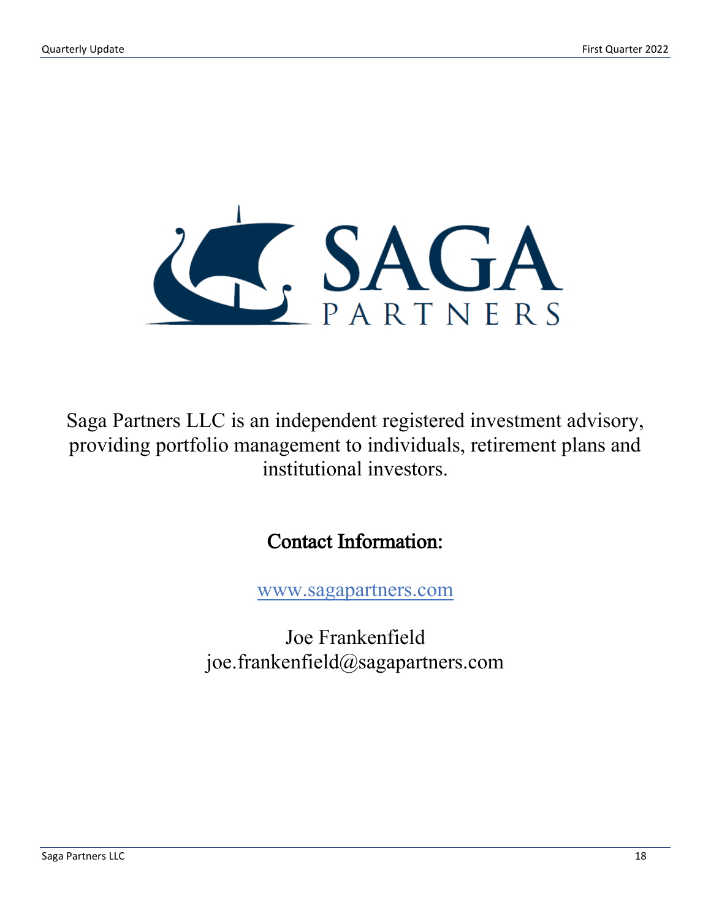Saga Partners LLC is an independent registered investment advisory, providing portfolio management to individuals, retirement plans and institutional investors.

## Contact Information:

www.sagapartners.com

Joe Frankenfield
joe.frankenfield@sagapartners.com